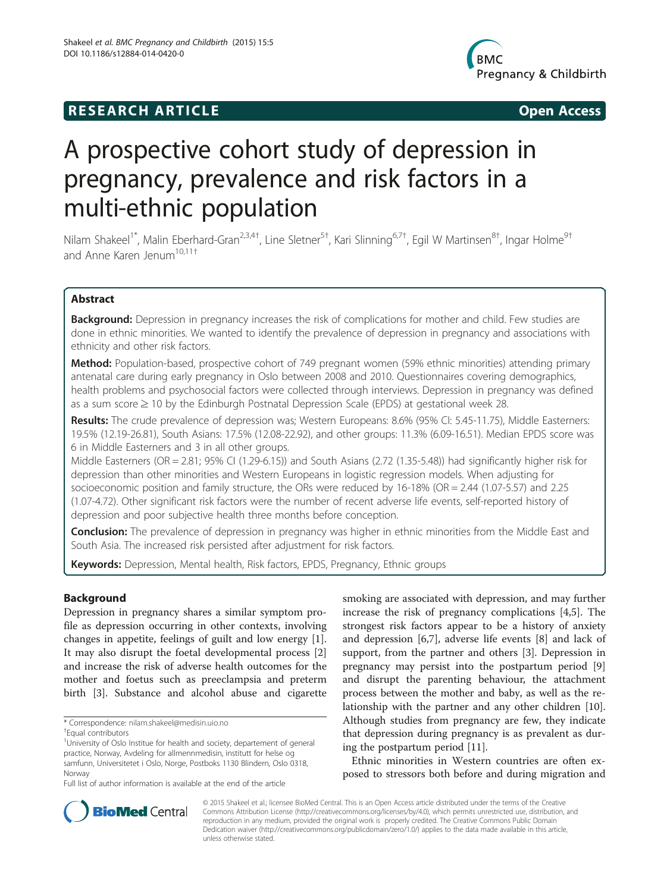**RESEARCH ARTICLE** **Open Access**

# A prospective cohort study of depression in pregnancy, prevalence and risk factors in a multi-ethnic population

Nilam Shakeel[1*], Malin Eberhard-Gran[2,3,4†], Line Sletner[5†], Kari Slinning[6,7†], Egil W Martinsen[8†], Ingar Holme[9†] and Anne Karen Jenum[10,11†]

## Abstract

**Background:** Depression in pregnancy increases the risk of complications for mother and child. Few studies are done in ethnic minorities. We wanted to identify the prevalence of depression in pregnancy and associations with ethnicity and other risk factors.

**Method:** Population-based, prospective cohort of 749 pregnant women (59% ethnic minorities) attending primary antenatal care during early pregnancy in Oslo between 2008 and 2010. Questionnaires covering demographics, health problems and psychosocial factors were collected through interviews. Depression in pregnancy was defined as a sum score ≥ 10 by the Edinburgh Postnatal Depression Scale (EPDS) at gestational week 28.

**Results:** The crude prevalence of depression was; Western Europeans: 8.6% (95% CI: 5.45-11.75), Middle Easterners: 19.5% (12.19-26.81), South Asians: 17.5% (12.08-22.92), and other groups: 11.3% (6.09-16.51). Median EPDS score was 6 in Middle Easterners and 3 in all other groups.

Middle Easterners (OR = 2.81; 95% CI (1.29-6.15)) and South Asians (2.72 (1.35-5.48)) had significantly higher risk for depression than other minorities and Western Europeans in logistic regression models. When adjusting for socioeconomic position and family structure, the ORs were reduced by 16-18% (OR = 2.44 (1.07-5.57) and 2.25 (1.07-4.72). Other significant risk factors were the number of recent adverse life events, self-reported history of depression and poor subjective health three months before conception.

**Conclusion:** The prevalence of depression in pregnancy was higher in ethnic minorities from the Middle East and South Asia. The increased risk persisted after adjustment for risk factors.

**Keywords:** Depression, Mental health, Risk factors, EPDS, Pregnancy, Ethnic groups

## Background

Depression in pregnancy shares a similar symptom profile as depression occurring in other contexts, involving changes in appetite, feelings of guilt and low energy [1]. It may also disrupt the foetal developmental process [2] and increase the risk of adverse health outcomes for the mother and foetus such as preeclampsia and preterm birth [3]. Substance and alcohol abuse and cigarette smoking are associated with depression, and may further increase the risk of pregnancy complications [4,5]. The strongest risk factors appear to be a history of anxiety and depression [6,7], adverse life events [8] and lack of support, from the partner and others [3]. Depression in pregnancy may persist into the postpartum period [9] and disrupt the parenting behaviour, the attachment process between the mother and baby, as well as the relationship with the partner and any other children [10]. Although studies from pregnancy are few, they indicate that depression during pregnancy is as prevalent as during the postpartum period [11].

Ethnic minorities in Western countries are often exposed to stressors both before and during migration and

\* Correspondence: nilam.shakeel@medisin.uio.no

†Equal contributors

[1]University of Oslo Institue for health and society, departement of general practice, Norway, Avdeling for allmennmedisin, institutt for helse og samfunn, Universitetet i Oslo, Norge, Postboks 1130 Blindern, Oslo 0318, Norway

Full list of author information is available at the end of the article

© 2015 Shakeel et al.; licensee BioMed Central. This is an Open Access article distributed under the terms of the Creative Commons Attribution License (http://creativecommons.org/licenses/by/4.0), which permits unrestricted use, distribution, and reproduction in any medium, provided the original work is properly credited. The Creative Commons Public Domain Dedication waiver (http://creativecommons.org/publicdomain/zero/1.0/) applies to the data made available in this article, unless otherwise stated.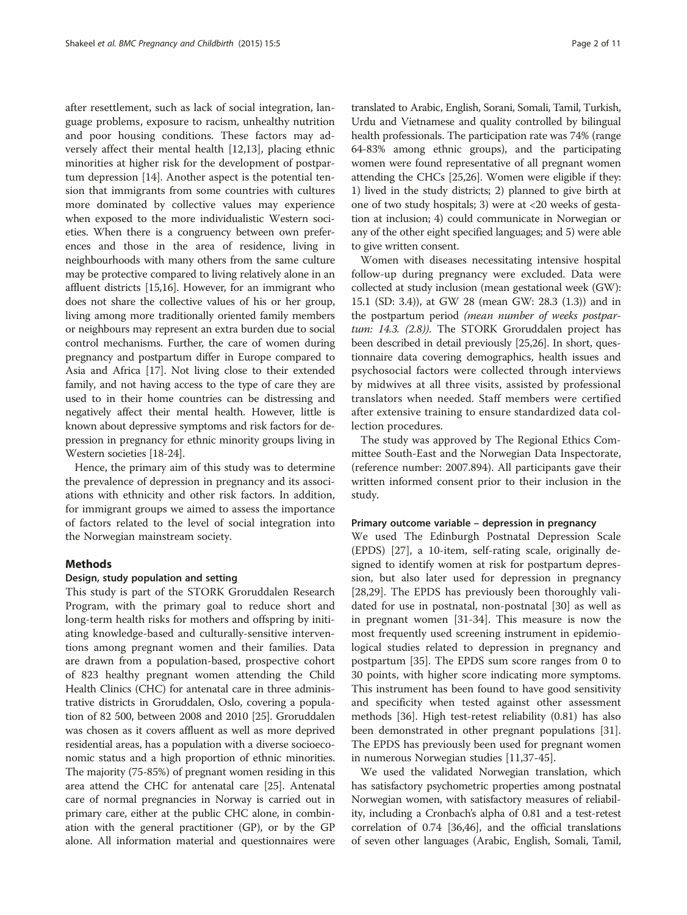after resettlement, such as lack of social integration, language problems, exposure to racism, unhealthy nutrition and poor housing conditions. These factors may adversely affect their mental health [12,13], placing ethnic minorities at higher risk for the development of postpartum depression [14]. Another aspect is the potential tension that immigrants from some countries with cultures more dominated by collective values may experience when exposed to the more individualistic Western societies. When there is a congruency between own preferences and those in the area of residence, living in neighbourhoods with many others from the same culture may be protective compared to living relatively alone in an affluent districts [15,16]. However, for an immigrant who does not share the collective values of his or her group, living among more traditionally oriented family members or neighbours may represent an extra burden due to social control mechanisms. Further, the care of women during pregnancy and postpartum differ in Europe compared to Asia and Africa [17]. Not living close to their extended family, and not having access to the type of care they are used to in their home countries can be distressing and negatively affect their mental health. However, little is known about depressive symptoms and risk factors for depression in pregnancy for ethnic minority groups living in Western societies [18-24].

Hence, the primary aim of this study was to determine the prevalence of depression in pregnancy and its associations with ethnicity and other risk factors. In addition, for immigrant groups we aimed to assess the importance of factors related to the level of social integration into the Norwegian mainstream society.

## Methods

### Design, study population and setting

This study is part of the STORK Groruddalen Research Program, with the primary goal to reduce short and long-term health risks for mothers and offspring by initiating knowledge-based and culturally-sensitive interventions among pregnant women and their families. Data are drawn from a population-based, prospective cohort of 823 healthy pregnant women attending the Child Health Clinics (CHC) for antenatal care in three administrative districts in Groruddalen, Oslo, covering a population of 82 500, between 2008 and 2010 [25]. Groruddalen was chosen as it covers affluent as well as more deprived residential areas, has a population with a diverse socioeconomic status and a high proportion of ethnic minorities. The majority (75-85%) of pregnant women residing in this area attend the CHC for antenatal care [25]. Antenatal care of normal pregnancies in Norway is carried out in primary care, either at the public CHC alone, in combination with the general practitioner (GP), or by the GP alone. All information material and questionnaires were translated to Arabic, English, Sorani, Somali, Tamil, Turkish, Urdu and Vietnamese and quality controlled by bilingual health professionals. The participation rate was 74% (range 64-83% among ethnic groups), and the participating women were found representative of all pregnant women attending the CHCs [25,26]. Women were eligible if they: 1) lived in the study districts; 2) planned to give birth at one of two study hospitals; 3) were at <20 weeks of gestation at inclusion; 4) could communicate in Norwegian or any of the other eight specified languages; and 5) were able to give written consent.

Women with diseases necessitating intensive hospital follow-up during pregnancy were excluded. Data were collected at study inclusion (mean gestational week (GW): 15.1 (SD: 3.4)), at GW 28 (mean GW: 28.3 (1.3)) and in the postpartum period *(mean number of weeks postpartum: 14.3. (2.8))*. The STORK Groruddalen project has been described in detail previously [25,26]. In short, questionnaire data covering demographics, health issues and psychosocial factors were collected through interviews by midwives at all three visits, assisted by professional translators when needed. Staff members were certified after extensive training to ensure standardized data collection procedures.

The study was approved by The Regional Ethics Committee South-East and the Norwegian Data Inspectorate, (reference number: 2007.894). All participants gave their written informed consent prior to their inclusion in the study.

### Primary outcome variable – depression in pregnancy

We used The Edinburgh Postnatal Depression Scale (EPDS) [27], a 10-item, self-rating scale, originally designed to identify women at risk for postpartum depression, but also later used for depression in pregnancy [28,29]. The EPDS has previously been thoroughly validated for use in postnatal, non-postnatal [30] as well as in pregnant women [31-34]. This measure is now the most frequently used screening instrument in epidemiological studies related to depression in pregnancy and postpartum [35]. The EPDS sum score ranges from 0 to 30 points, with higher score indicating more symptoms. This instrument has been found to have good sensitivity and specificity when tested against other assessment methods [36]. High test-retest reliability (0.81) has also been demonstrated in other pregnant populations [31]. The EPDS has previously been used for pregnant women in numerous Norwegian studies [11,37-45].

We used the validated Norwegian translation, which has satisfactory psychometric properties among postnatal Norwegian women, with satisfactory measures of reliability, including a Cronbach's alpha of 0.81 and a test-retest correlation of 0.74 [36,46], and the official translations of seven other languages (Arabic, English, Somali, Tamil,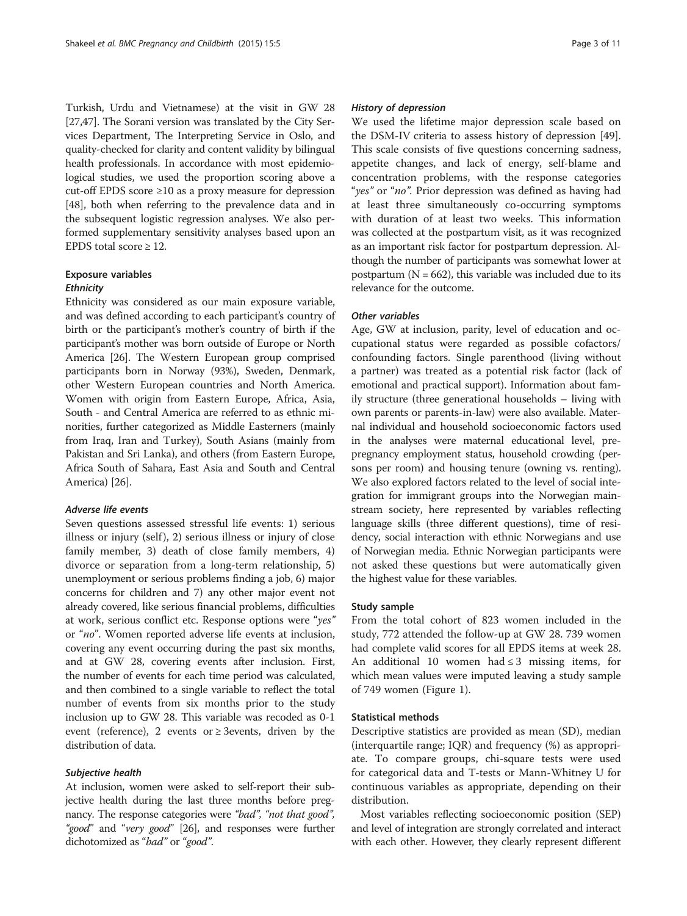Turkish, Urdu and Vietnamese) at the visit in GW 28 [27,47]. The Sorani version was translated by the City Services Department, The Interpreting Service in Oslo, and quality-checked for clarity and content validity by bilingual health professionals. In accordance with most epidemiological studies, we used the proportion scoring above a cut-off EPDS score ≥10 as a proxy measure for depression [48], both when referring to the prevalence data and in the subsequent logistic regression analyses. We also performed supplementary sensitivity analyses based upon an EPDS total score ≥ 12.

### Exposure variables

#### *Ethnicity*

Ethnicity was considered as our main exposure variable, and was defined according to each participant's country of birth or the participant's mother's country of birth if the participant's mother was born outside of Europe or North America [26]. The Western European group comprised participants born in Norway (93%), Sweden, Denmark, other Western European countries and North America. Women with origin from Eastern Europe, Africa, Asia, South - and Central America are referred to as ethnic minorities, further categorized as Middle Easterners (mainly from Iraq, Iran and Turkey), South Asians (mainly from Pakistan and Sri Lanka), and others (from Eastern Europe, Africa South of Sahara, East Asia and South and Central America) [26].

#### *Adverse life events*

Seven questions assessed stressful life events: 1) serious illness or injury (self), 2) serious illness or injury of close family member, 3) death of close family members, 4) divorce or separation from a long-term relationship, 5) unemployment or serious problems finding a job, 6) major concerns for children and 7) any other major event not already covered, like serious financial problems, difficulties at work, serious conflict etc. Response options were "*yes*" or "*no*". Women reported adverse life events at inclusion, covering any event occurring during the past six months, and at GW 28, covering events after inclusion. First, the number of events for each time period was calculated, and then combined to a single variable to reflect the total number of events from six months prior to the study inclusion up to GW 28. This variable was recoded as 0-1 event (reference), 2 events or ≥ 3events, driven by the distribution of data.

#### *Subjective health*

At inclusion, women were asked to self-report their subjective health during the last three months before pregnancy. The response categories were *"bad"*, *"not that good"*, *"good"* and "*very good*" [26], and responses were further dichotomized as "*bad"* or "*good"*.

#### *History of depression*

We used the lifetime major depression scale based on the DSM-IV criteria to assess history of depression [49]. This scale consists of five questions concerning sadness, appetite changes, and lack of energy, self-blame and concentration problems, with the response categories "*yes"* or "*no"*. Prior depression was defined as having had at least three simultaneously co-occurring symptoms with duration of at least two weeks. This information was collected at the postpartum visit, as it was recognized as an important risk factor for postpartum depression. Although the number of participants was somewhat lower at postpartum (N = 662), this variable was included due to its relevance for the outcome.

#### *Other variables*

Age, GW at inclusion, parity, level of education and occupational status were regarded as possible cofactors/confounding factors. Single parenthood (living without a partner) was treated as a potential risk factor (lack of emotional and practical support). Information about family structure (three generational households – living with own parents or parents-in-law) were also available. Maternal individual and household socioeconomic factors used in the analyses were maternal educational level, pre-pregnancy employment status, household crowding (persons per room) and housing tenure (owning vs. renting). We also explored factors related to the level of social integration for immigrant groups into the Norwegian mainstream society, here represented by variables reflecting language skills (three different questions), time of residency, social interaction with ethnic Norwegians and use of Norwegian media. Ethnic Norwegian participants were not asked these questions but were automatically given the highest value for these variables.

### Study sample

From the total cohort of 823 women included in the study, 772 attended the follow-up at GW 28. 739 women had complete valid scores for all EPDS items at week 28. An additional 10 women had ≤ 3 missing items, for which mean values were imputed leaving a study sample of 749 women (Figure 1).

### Statistical methods

Descriptive statistics are provided as mean (SD), median (interquartile range; IQR) and frequency (%) as appropriate. To compare groups, chi-square tests were used for categorical data and T-tests or Mann-Whitney U for continuous variables as appropriate, depending on their distribution.

Most variables reflecting socioeconomic position (SEP) and level of integration are strongly correlated and interact with each other. However, they clearly represent different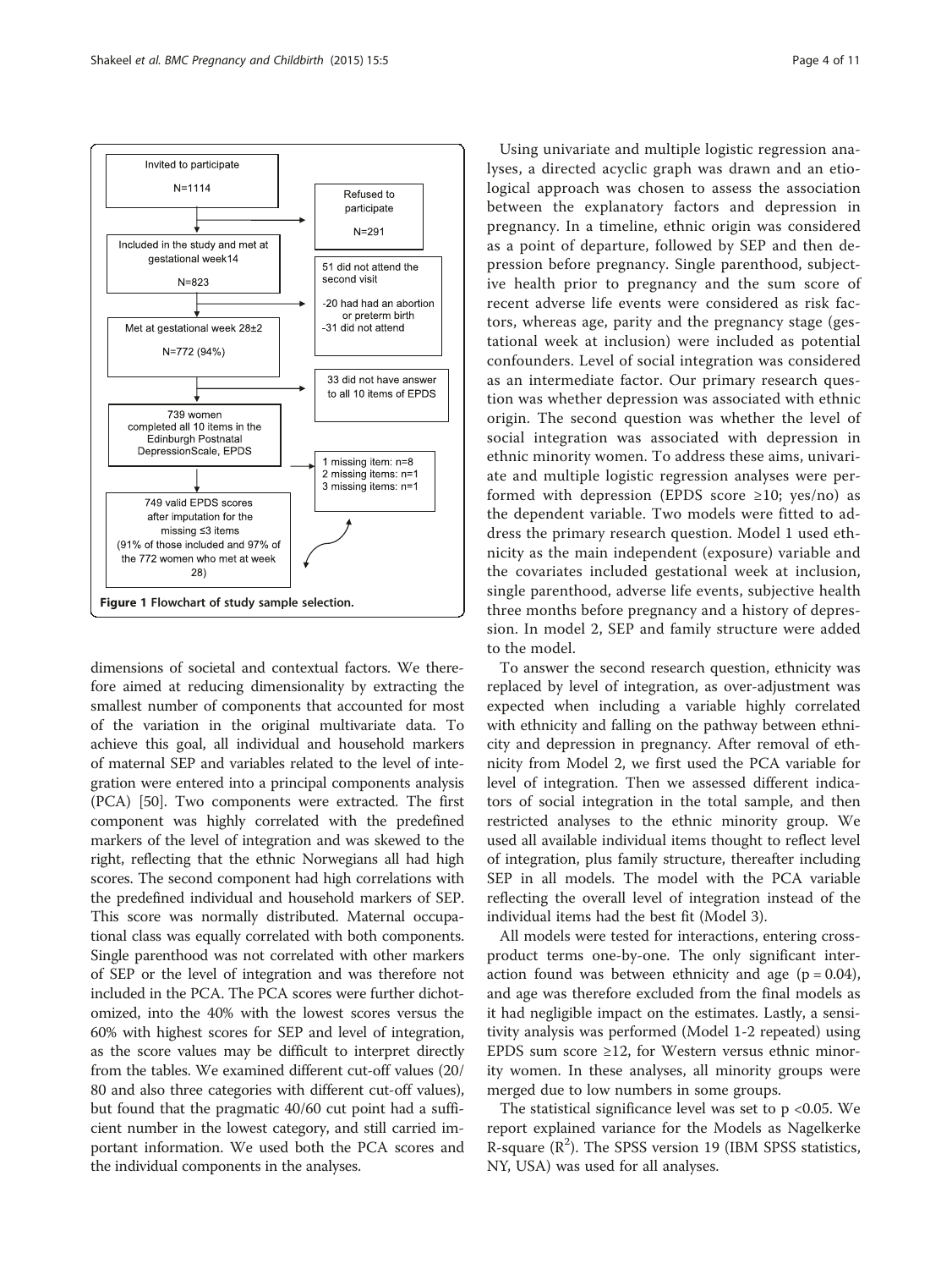Invited to participate

N=1114

Refused to participate

N=291

Included in the study and met at gestational week14

N=823

51 did not attend the second visit

-20 had had an abortion or preterm birth
-31 did not attend

Met at gestational week 28±2

N=772 (94%)

33 did not have answer to all 10 items of EPDS

739 women completed all 10 items in the Edinburgh Postnatal DepressionScale, EPDS

1 missing item: n=8
2 missing items: n=1
3 missing items: n=1

749 valid EPDS scores after imputation for the missing ≤3 items (91% of those included and 97% of the 772 women who met at week 28)

**Figure 1 Flowchart of study sample selection.**

dimensions of societal and contextual factors. We therefore aimed at reducing dimensionality by extracting the smallest number of components that accounted for most of the variation in the original multivariate data. To achieve this goal, all individual and household markers of maternal SEP and variables related to the level of integration were entered into a principal components analysis (PCA) [50]. Two components were extracted. The first component was highly correlated with the predefined markers of the level of integration and was skewed to the right, reflecting that the ethnic Norwegians all had high scores. The second component had high correlations with the predefined individual and household markers of SEP. This score was normally distributed. Maternal occupational class was equally correlated with both components. Single parenthood was not correlated with other markers of SEP or the level of integration and was therefore not included in the PCA. The PCA scores were further dichotomized, into the 40% with the lowest scores versus the 60% with highest scores for SEP and level of integration, as the score values may be difficult to interpret directly from the tables. We examined different cut-off values (20/80 and also three categories with different cut-off values), but found that the pragmatic 40/60 cut point had a sufficient number in the lowest category, and still carried important information. We used both the PCA scores and the individual components in the analyses.

Using univariate and multiple logistic regression analyses, a directed acyclic graph was drawn and an etiological approach was chosen to assess the association between the explanatory factors and depression in pregnancy. In a timeline, ethnic origin was considered as a point of departure, followed by SEP and then depression before pregnancy. Single parenthood, subjective health prior to pregnancy and the sum score of recent adverse life events were considered as risk factors, whereas age, parity and the pregnancy stage (gestational week at inclusion) were included as potential confounders. Level of social integration was considered as an intermediate factor. Our primary research question was whether depression was associated with ethnic origin. The second question was whether the level of social integration was associated with depression in ethnic minority women. To address these aims, univariate and multiple logistic regression analyses were performed with depression (EPDS score ≥10; yes/no) as the dependent variable. Two models were fitted to address the primary research question. Model 1 used ethnicity as the main independent (exposure) variable and the covariates included gestational week at inclusion, single parenthood, adverse life events, subjective health three months before pregnancy and a history of depression. In model 2, SEP and family structure were added to the model.

To answer the second research question, ethnicity was replaced by level of integration, as over-adjustment was expected when including a variable highly correlated with ethnicity and falling on the pathway between ethnicity and depression in pregnancy. After removal of ethnicity from Model 2, we first used the PCA variable for level of integration. Then we assessed different indicators of social integration in the total sample, and then restricted analyses to the ethnic minority group. We used all available individual items thought to reflect level of integration, plus family structure, thereafter including SEP in all models. The model with the PCA variable reflecting the overall level of integration instead of the individual items had the best fit (Model 3).

All models were tested for interactions, entering cross-product terms one-by-one. The only significant interaction found was between ethnicity and age ($p = 0.04$), and age was therefore excluded from the final models as it had negligible impact on the estimates. Lastly, a sensitivity analysis was performed (Model 1-2 repeated) using EPDS sum score ≥12, for Western versus ethnic minority women. In these analyses, all minority groups were merged due to low numbers in some groups.

The statistical significance level was set to $p < 0.05$. We report explained variance for the Models as Nagelkerke R-square ($R^2$). The SPSS version 19 (IBM SPSS statistics, NY, USA) was used for all analyses.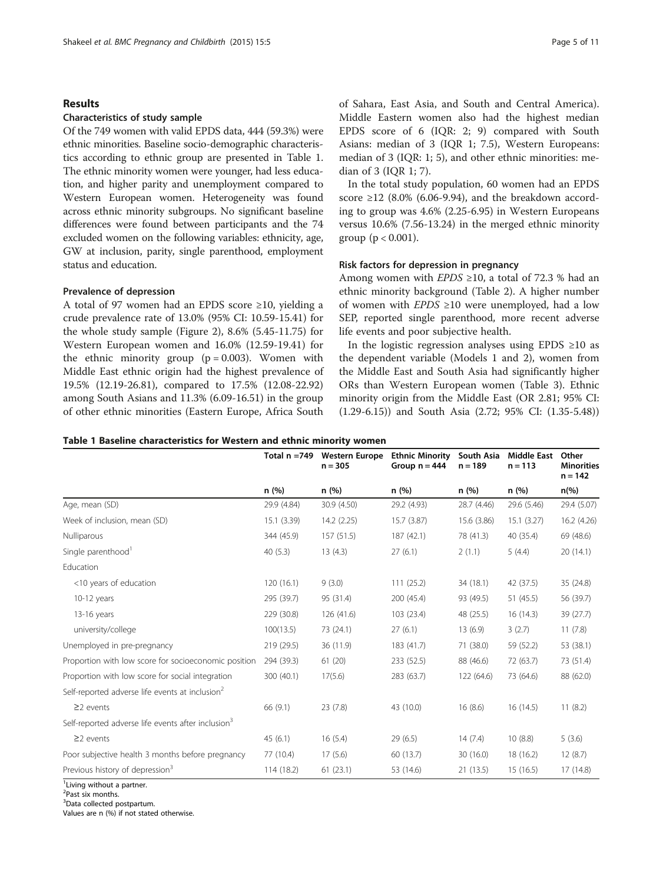## Results

### Characteristics of study sample

Of the 749 women with valid EPDS data, 444 (59.3%) were ethnic minorities. Baseline socio-demographic characteristics according to ethnic group are presented in Table 1. The ethnic minority women were younger, had less education, and higher parity and unemployment compared to Western European women. Heterogeneity was found across ethnic minority subgroups. No significant baseline differences were found between participants and the 74 excluded women on the following variables: ethnicity, age, GW at inclusion, parity, single parenthood, employment status and education.

### Prevalence of depression

A total of 97 women had an EPDS score ≥10, yielding a crude prevalence rate of 13.0% (95% CI: 10.59-15.41) for the whole study sample (Figure 2), 8.6% (5.45-11.75) for Western European women and 16.0% (12.59-19.41) for the ethnic minority group ($p = 0.003$). Women with Middle East ethnic origin had the highest prevalence of 19.5% (12.19-26.81), compared to 17.5% (12.08-22.92) among South Asians and 11.3% (6.09-16.51) in the group of other ethnic minorities (Eastern Europe, Africa South of Sahara, East Asia, and South and Central America). Middle Eastern women also had the highest median EPDS score of 6 (IQR: 2; 9) compared with South Asians: median of 3 (IQR 1; 7.5), Western Europeans: median of 3 (IQR: 1; 5), and other ethnic minorities: median of 3 (IQR 1; 7).

In the total study population, 60 women had an EPDS score ≥12 (8.0% (6.06-9.94), and the breakdown according to group was 4.6% (2.25-6.95) in Western Europeans versus 10.6% (7.56-13.24) in the merged ethnic minority group ($p < 0.001$).

### Risk factors for depression in pregnancy

Among women with *EPDS* ≥10, a total of 72.3 % had an ethnic minority background (Table 2). A higher number of women with *EPDS* ≥10 were unemployed, had a low SEP, reported single parenthood, more recent adverse life events and poor subjective health.

In the logistic regression analyses using EPDS ≥10 as the dependent variable (Models 1 and 2), women from the Middle East and South Asia had significantly higher ORs than Western European women (Table 3). Ethnic minority origin from the Middle East (OR 2.81; 95% CI: (1.29-6.15)) and South Asia (2.72; 95% CI: (1.35-5.48))

**Table 1 Baseline characteristics for Western and ethnic minority women**

| | Total n =749 | Western Europe n = 305 | Ethnic Minority Group n = 444 | South Asia n = 189 | Middle East n = 113 | Other Minorities n = 142 |
|---|---|---|---|---|---|---|
| | n (%) | n (%) | n (%) | n (%) | n (%) | n(%) |
| Age, mean (SD) | 29.9 (4.84) | 30.9 (4.50) | 29.2 (4.93) | 28.7 (4.46) | 29.6 (5.46) | 29.4 (5.07) |
| Week of inclusion, mean (SD) | 15.1 (3.39) | 14.2 (2.25) | 15.7 (3.87) | 15.6 (3.86) | 15.1 (3.27) | 16.2 (4.26) |
| Nulliparous | 344 (45.9) | 157 (51.5) | 187 (42.1) | 78 (41.3) | 40 (35.4) | 69 (48.6) |
| Single parenthood[1] | 40 (5.3) | 13 (4.3) | 27 (6.1) | 2 (1.1) | 5 (4.4) | 20 (14.1) |
| Education | | | | | | |
| <10 years of education | 120 (16.1) | 9 (3.0) | 111 (25.2) | 34 (18.1) | 42 (37.5) | 35 (24.8) |
| 10-12 years | 295 (39.7) | 95 (31.4) | 200 (45.4) | 93 (49.5) | 51 (45.5) | 56 (39.7) |
| 13-16 years | 229 (30.8) | 126 (41.6) | 103 (23.4) | 48 (25.5) | 16 (14.3) | 39 (27.7) |
| university/college | 100(13.5) | 73 (24.1) | 27 (6.1) | 13 (6.9) | 3 (2.7) | 11 (7.8) |
| Unemployed in pre-pregnancy | 219 (29.5) | 36 (11.9) | 183 (41.7) | 71 (38.0) | 59 (52.2) | 53 (38.1) |
| Proportion with low score for socioeconomic position | 294 (39.3) | 61 (20) | 233 (52.5) | 88 (46.6) | 72 (63.7) | 73 (51.4) |
| Proportion with low score for social integration | 300 (40.1) | 17(5.6) | 283 (63.7) | 122 (64.6) | 73 (64.6) | 88 (62.0) |
| Self-reported adverse life events at inclusion[2] | | | | | | |
| ≥2 events | 66 (9.1) | 23 (7.8) | 43 (10.0) | 16 (8.6) | 16 (14.5) | 11 (8.2) |
| Self-reported adverse life events after inclusion[3] | | | | | | |
| ≥2 events | 45 (6.1) | 16 (5.4) | 29 (6.5) | 14 (7.4) | 10 (8.8) | 5 (3.6) |
| Poor subjective health 3 months before pregnancy | 77 (10.4) | 17 (5.6) | 60 (13.7) | 30 (16.0) | 18 (16.2) | 12 (8.7) |
| Previous history of depression[3] | 114 (18.2) | 61 (23.1) | 53 (14.6) | 21 (13.5) | 15 (16.5) | 17 (14.8) |

[1]Living without a partner.
[2]Past six months.
[3]Data collected postpartum.
Values are n (%) if not stated otherwise.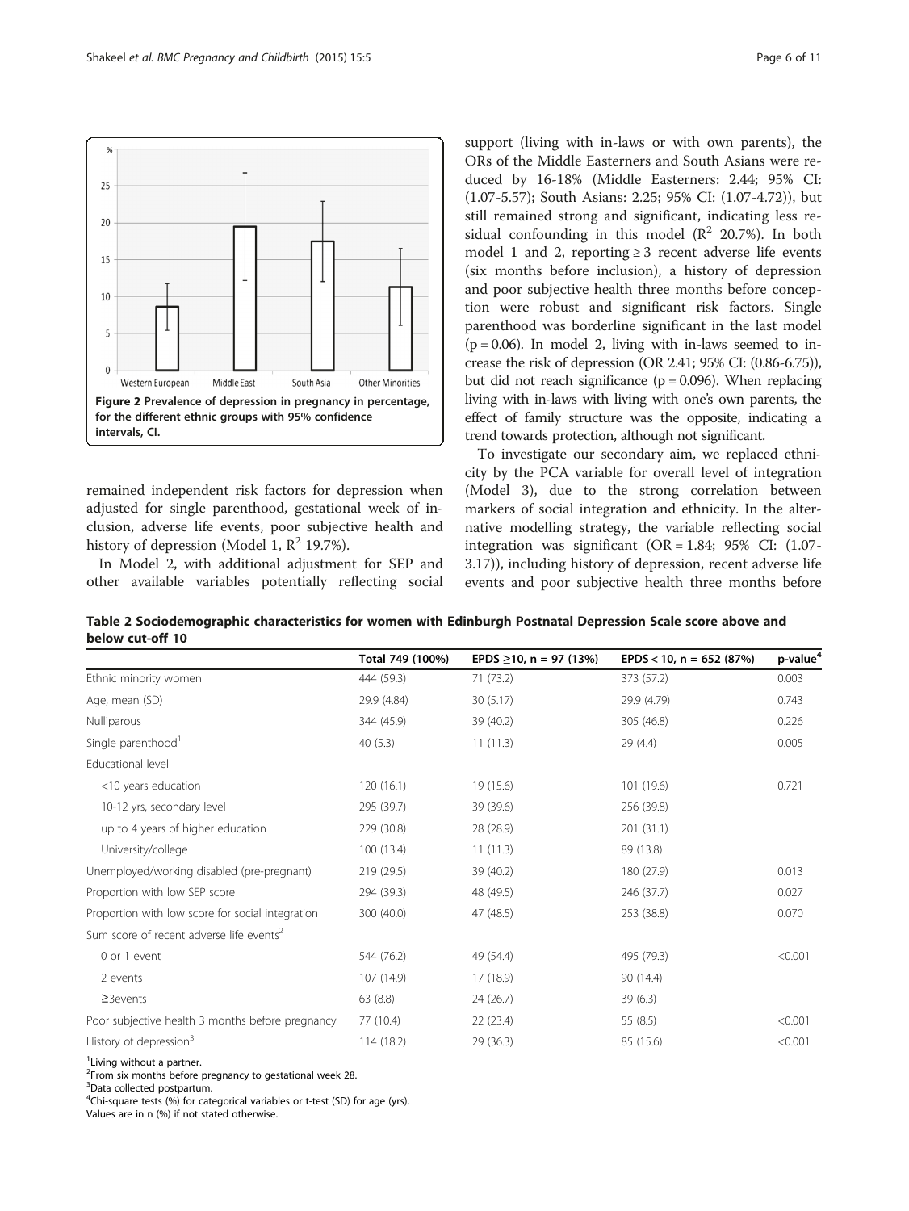Figure 2 Prevalence of depression in pregnancy in percentage, for the different ethnic groups with 95% confidence intervals, CI.

remained independent risk factors for depression when adjusted for single parenthood, gestational week of inclusion, adverse life events, poor subjective health and history of depression (Model 1, $R^2$ 19.7%).

In Model 2, with additional adjustment for SEP and other available variables potentially reflecting social support (living with in-laws or with own parents), the ORs of the Middle Easterners and South Asians were reduced by 16-18% (Middle Easterners: 2.44; 95% CI: (1.07-5.57); South Asians: 2.25; 95% CI: (1.07-4.72)), but still remained strong and significant, indicating less residual confounding in this model ($R^2$ 20.7%). In both model 1 and 2, reporting ≥ 3 recent adverse life events (six months before inclusion), a history of depression and poor subjective health three months before conception were robust and significant risk factors. Single parenthood was borderline significant in the last model ($p = 0.06$). In model 2, living with in-laws seemed to increase the risk of depression (OR 2.41; 95% CI: (0.86-6.75)), but did not reach significance ($p = 0.096$). When replacing living with in-laws with living with one's own parents, the effect of family structure was the opposite, indicating a trend towards protection, although not significant.

To investigate our secondary aim, we replaced ethnicity by the PCA variable for overall level of integration (Model 3), due to the strong correlation between markers of social integration and ethnicity. In the alternative modelling strategy, the variable reflecting social integration was significant (OR = 1.84; 95% CI: (1.07-3.17)), including history of depression, recent adverse life events and poor subjective health three months before

**Table 2 Sociodemographic characteristics for women with Edinburgh Postnatal Depression Scale score above and below cut-off 10**

| | Total 749 (100%) | EPDS ≥10, n = 97 (13%) | EPDS < 10, n = 652 (87%) | p-value[4] |
|---|---|---|---|---|
| Ethnic minority women | 444 (59.3) | 71 (73.2) | 373 (57.2) | 0.003 |
| Age, mean (SD) | 29.9 (4.84) | 30 (5.17) | 29.9 (4.79) | 0.743 |
| Nulliparous | 344 (45.9) | 39 (40.2) | 305 (46.8) | 0.226 |
| Single parenthood[1] | 40 (5.3) | 11 (11.3) | 29 (4.4) | 0.005 |
| Educational level | | | | |
| <10 years education | 120 (16.1) | 19 (15.6) | 101 (19.6) | 0.721 |
| 10-12 yrs, secondary level | 295 (39.7) | 39 (39.6) | 256 (39.8) | |
| up to 4 years of higher education | 229 (30.8) | 28 (28.9) | 201 (31.1) | |
| University/college | 100 (13.4) | 11 (11.3) | 89 (13.8) | |
| Unemployed/working disabled (pre-pregnant) | 219 (29.5) | 39 (40.2) | 180 (27.9) | 0.013 |
| Proportion with low SEP score | 294 (39.3) | 48 (49.5) | 246 (37.7) | 0.027 |
| Proportion with low score for social integration | 300 (40.0) | 47 (48.5) | 253 (38.8) | 0.070 |
| Sum score of recent adverse life events[2] | | | | |
| 0 or 1 event | 544 (76.2) | 49 (54.4) | 495 (79.3) | <0.001 |
| 2 events | 107 (14.9) | 17 (18.9) | 90 (14.4) | |
| ≥3events | 63 (8.8) | 24 (26.7) | 39 (6.3) | |
| Poor subjective health 3 months before pregnancy | 77 (10.4) | 22 (23.4) | 55 (8.5) | <0.001 |
| History of depression[3] | 114 (18.2) | 29 (36.3) | 85 (15.6) | <0.001 |

[1]Living without a partner.
[2]From six months before pregnancy to gestational week 28.
[3]Data collected postpartum.
[4]Chi-square tests (%) for categorical variables or t-test (SD) for age (yrs).
Values are in n (%) if not stated otherwise.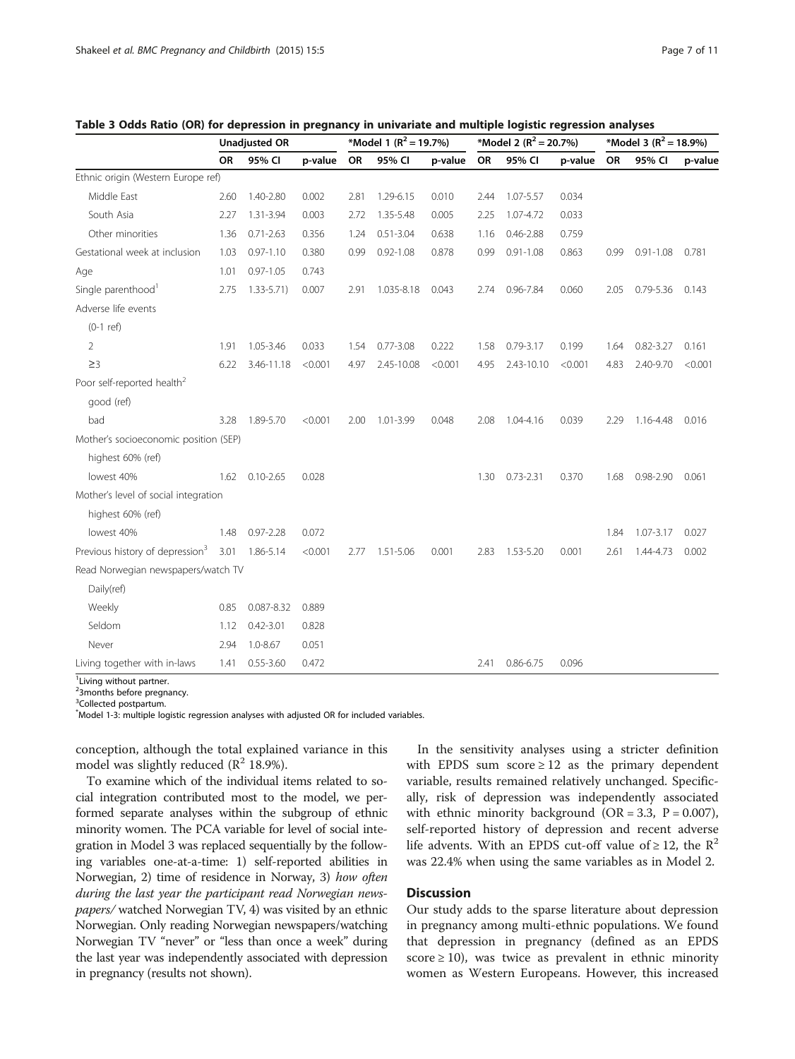**Table 3 Odds Ratio (OR) for depression in pregnancy in univariate and multiple logistic regression analyses**

| | Unadjusted OR | | | *Model 1 ($R^2$ = 19.7%) | | | *Model 2 ($R^2$ = 20.7%) | | | *Model 3 ($R^2$ = 18.9%) | | |
|---|---|---|---|---|---|---|---|---|---|---|---|---|
| | OR | 95% CI | p-value | OR | 95% CI | p-value | OR | 95% CI | p-value | OR | 95% CI | p-value |
| Ethnic origin (Western Europe ref) | | | | | | | | | | | | |
| Middle East | 2.60 | 1.40-2.80 | 0.002 | 2.81 | 1.29-6.15 | 0.010 | 2.44 | 1.07-5.57 | 0.034 | | | |
| South Asia | 2.27 | 1.31-3.94 | 0.003 | 2.72 | 1.35-5.48 | 0.005 | 2.25 | 1.07-4.72 | 0.033 | | | |
| Other minorities | 1.36 | 0.71-2.63 | 0.356 | 1.24 | 0.51-3.04 | 0.638 | 1.16 | 0.46-2.88 | 0.759 | | | |
| Gestational week at inclusion | 1.03 | 0.97-1.10 | 0.380 | 0.99 | 0.92-1.08 | 0.878 | 0.99 | 0.91-1.08 | 0.863 | 0.99 | 0.91-1.08 | 0.781 |
| Age | 1.01 | 0.97-1.05 | 0.743 | | | | | | | | | |
| Single parenthood[1] | 2.75 | 1.33-5.71) | 0.007 | 2.91 | 1.035-8.18 | 0.043 | 2.74 | 0.96-7.84 | 0.060 | 2.05 | 0.79-5.36 | 0.143 |
| Adverse life events | | | | | | | | | | | | |
| (0-1 ref) | | | | | | | | | | | | |
| 2 | 1.91 | 1.05-3.46 | 0.033 | 1.54 | 0.77-3.08 | 0.222 | 1.58 | 0.79-3.17 | 0.199 | 1.64 | 0.82-3.27 | 0.161 |
| ≥3 | 6.22 | 3.46-11.18 | <0.001 | 4.97 | 2.45-10.08 | <0.001 | 4.95 | 2.43-10.10 | <0.001 | 4.83 | 2.40-9.70 | <0.001 |
| Poor self-reported health[2] | | | | | | | | | | | | |
| good (ref) | | | | | | | | | | | | |
| bad | 3.28 | 1.89-5.70 | <0.001 | 2.00 | 1.01-3.99 | 0.048 | 2.08 | 1.04-4.16 | 0.039 | 2.29 | 1.16-4.48 | 0.016 |
| Mother's socioeconomic position (SEP) | | | | | | | | | | | | |
| highest 60% (ref) | | | | | | | | | | | | |
| lowest 40% | 1.62 | 0.10-2.65 | 0.028 | | | | 1.30 | 0.73-2.31 | 0.370 | 1.68 | 0.98-2.90 | 0.061 |
| Mother's level of social integration | | | | | | | | | | | | |
| highest 60% (ref) | | | | | | | | | | | | |
| lowest 40% | 1.48 | 0.97-2.28 | 0.072 | | | | | | | 1.84 | 1.07-3.17 | 0.027 |
| Previous history of depression[3] | 3.01 | 1.86-5.14 | <0.001 | 2.77 | 1.51-5.06 | 0.001 | 2.83 | 1.53-5.20 | 0.001 | 2.61 | 1.44-4.73 | 0.002 |
| Read Norwegian newspapers/watch TV | | | | | | | | | | | | |
| Daily(ref) | | | | | | | | | | | | |
| Weekly | 0.85 | 0.087-8.32 | 0.889 | | | | | | | | | |
| Seldom | 1.12 | 0.42-3.01 | 0.828 | | | | | | | | | |
| Never | 2.94 | 1.0-8.67 | 0.051 | | | | | | | | | |
| Living together with in-laws | 1.41 | 0.55-3.60 | 0.472 | | | | 2.41 | 0.86-6.75 | 0.096 | | | |

[1]Living without partner.
[2]3months before pregnancy.
[3]Collected postpartum.
*Model 1-3: multiple logistic regression analyses with adjusted OR for included variables.

conception, although the total explained variance in this model was slightly reduced ($R^2$ 18.9%).

To examine which of the individual items related to social integration contributed most to the model, we performed separate analyses within the subgroup of ethnic minority women. The PCA variable for level of social integration in Model 3 was replaced sequentially by the following variables one-at-a-time: 1) self-reported abilities in Norwegian, 2) time of residence in Norway, 3) *how often during the last year the participant read Norwegian newspapers/* watched Norwegian TV, 4) was visited by an ethnic Norwegian. Only reading Norwegian newspapers/watching Norwegian TV "never" or "less than once a week" during the last year was independently associated with depression in pregnancy (results not shown).

In the sensitivity analyses using a stricter definition with EPDS sum score ≥ 12 as the primary dependent variable, results remained relatively unchanged. Specifically, risk of depression was independently associated with ethnic minority background (OR = 3.3, P = 0.007), self-reported history of depression and recent adverse life advents. With an EPDS cut-off value of ≥ 12, the $R^2$ was 22.4% when using the same variables as in Model 2.

## Discussion

Our study adds to the sparse literature about depression in pregnancy among multi-ethnic populations. We found that depression in pregnancy (defined as an EPDS score ≥ 10), was twice as prevalent in ethnic minority women as Western Europeans. However, this increased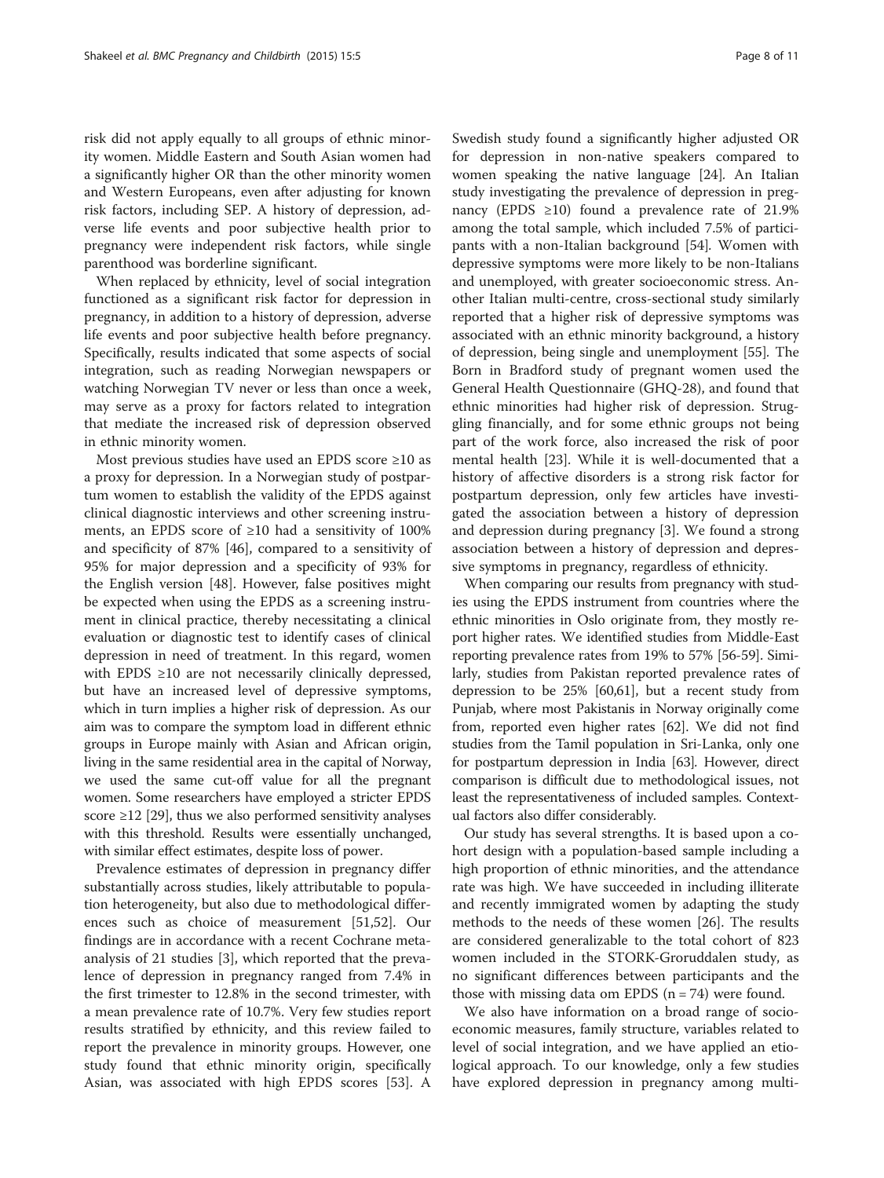risk did not apply equally to all groups of ethnic minority women. Middle Eastern and South Asian women had a significantly higher OR than the other minority women and Western Europeans, even after adjusting for known risk factors, including SEP. A history of depression, adverse life events and poor subjective health prior to pregnancy were independent risk factors, while single parenthood was borderline significant.

When replaced by ethnicity, level of social integration functioned as a significant risk factor for depression in pregnancy, in addition to a history of depression, adverse life events and poor subjective health before pregnancy. Specifically, results indicated that some aspects of social integration, such as reading Norwegian newspapers or watching Norwegian TV never or less than once a week, may serve as a proxy for factors related to integration that mediate the increased risk of depression observed in ethnic minority women.

Most previous studies have used an EPDS score ≥10 as a proxy for depression. In a Norwegian study of postpartum women to establish the validity of the EPDS against clinical diagnostic interviews and other screening instruments, an EPDS score of ≥10 had a sensitivity of 100% and specificity of 87% [46], compared to a sensitivity of 95% for major depression and a specificity of 93% for the English version [48]. However, false positives might be expected when using the EPDS as a screening instrument in clinical practice, thereby necessitating a clinical evaluation or diagnostic test to identify cases of clinical depression in need of treatment. In this regard, women with EPDS ≥10 are not necessarily clinically depressed, but have an increased level of depressive symptoms, which in turn implies a higher risk of depression. As our aim was to compare the symptom load in different ethnic groups in Europe mainly with Asian and African origin, living in the same residential area in the capital of Norway, we used the same cut-off value for all the pregnant women. Some researchers have employed a stricter EPDS score ≥12 [29], thus we also performed sensitivity analyses with this threshold. Results were essentially unchanged, with similar effect estimates, despite loss of power.

Prevalence estimates of depression in pregnancy differ substantially across studies, likely attributable to population heterogeneity, but also due to methodological differences such as choice of measurement [51,52]. Our findings are in accordance with a recent Cochrane meta-analysis of 21 studies [3], which reported that the prevalence of depression in pregnancy ranged from 7.4% in the first trimester to 12.8% in the second trimester, with a mean prevalence rate of 10.7%. Very few studies report results stratified by ethnicity, and this review failed to report the prevalence in minority groups. However, one study found that ethnic minority origin, specifically Asian, was associated with high EPDS scores [53]. A Swedish study found a significantly higher adjusted OR for depression in non-native speakers compared to women speaking the native language [24]. An Italian study investigating the prevalence of depression in pregnancy (EPDS ≥10) found a prevalence rate of 21.9% among the total sample, which included 7.5% of participants with a non-Italian background [54]. Women with depressive symptoms were more likely to be non-Italians and unemployed, with greater socioeconomic stress. Another Italian multi-centre, cross-sectional study similarly reported that a higher risk of depressive symptoms was associated with an ethnic minority background, a history of depression, being single and unemployment [55]. The Born in Bradford study of pregnant women used the General Health Questionnaire (GHQ-28), and found that ethnic minorities had higher risk of depression. Struggling financially, and for some ethnic groups not being part of the work force, also increased the risk of poor mental health [23]. While it is well-documented that a history of affective disorders is a strong risk factor for postpartum depression, only few articles have investigated the association between a history of depression and depression during pregnancy [3]. We found a strong association between a history of depression and depressive symptoms in pregnancy, regardless of ethnicity.

When comparing our results from pregnancy with studies using the EPDS instrument from countries where the ethnic minorities in Oslo originate from, they mostly report higher rates. We identified studies from Middle-East reporting prevalence rates from 19% to 57% [56-59]. Similarly, studies from Pakistan reported prevalence rates of depression to be 25% [60,61], but a recent study from Punjab, where most Pakistanis in Norway originally come from, reported even higher rates [62]. We did not find studies from the Tamil population in Sri-Lanka, only one for postpartum depression in India [63]. However, direct comparison is difficult due to methodological issues, not least the representativeness of included samples. Contextual factors also differ considerably.

Our study has several strengths. It is based upon a cohort design with a population-based sample including a high proportion of ethnic minorities, and the attendance rate was high. We have succeeded in including illiterate and recently immigrated women by adapting the study methods to the needs of these women [26]. The results are considered generalizable to the total cohort of 823 women included in the STORK-Groruddalen study, as no significant differences between participants and the those with missing data om EPDS (n = 74) were found.

We also have information on a broad range of socioeconomic measures, family structure, variables related to level of social integration, and we have applied an etiological approach. To our knowledge, only a few studies have explored depression in pregnancy among multi-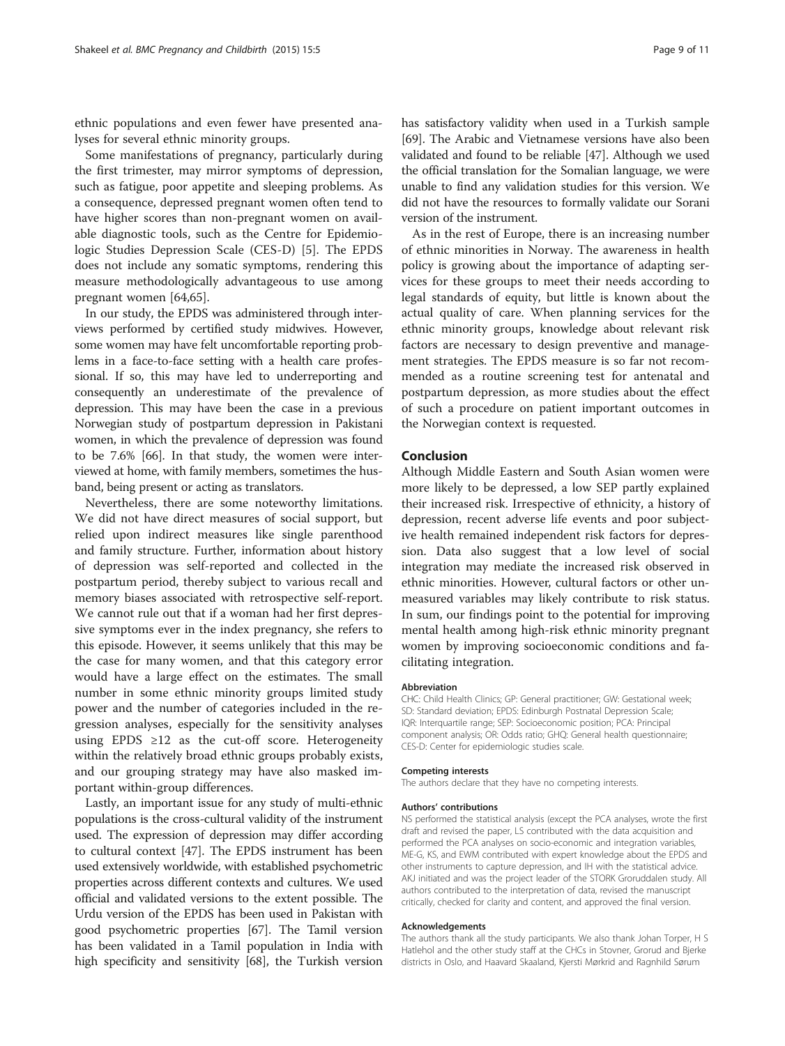ethnic populations and even fewer have presented analyses for several ethnic minority groups.

Some manifestations of pregnancy, particularly during the first trimester, may mirror symptoms of depression, such as fatigue, poor appetite and sleeping problems. As a consequence, depressed pregnant women often tend to have higher scores than non-pregnant women on available diagnostic tools, such as the Centre for Epidemiologic Studies Depression Scale (CES-D) [5]. The EPDS does not include any somatic symptoms, rendering this measure methodologically advantageous to use among pregnant women [64,65].

In our study, the EPDS was administered through interviews performed by certified study midwives. However, some women may have felt uncomfortable reporting problems in a face-to-face setting with a health care professional. If so, this may have led to underreporting and consequently an underestimate of the prevalence of depression. This may have been the case in a previous Norwegian study of postpartum depression in Pakistani women, in which the prevalence of depression was found to be 7.6% [66]. In that study, the women were interviewed at home, with family members, sometimes the husband, being present or acting as translators.

Nevertheless, there are some noteworthy limitations. We did not have direct measures of social support, but relied upon indirect measures like single parenthood and family structure. Further, information about history of depression was self-reported and collected in the postpartum period, thereby subject to various recall and memory biases associated with retrospective self-report. We cannot rule out that if a woman had her first depressive symptoms ever in the index pregnancy, she refers to this episode. However, it seems unlikely that this may be the case for many women, and that this category error would have a large effect on the estimates. The small number in some ethnic minority groups limited study power and the number of categories included in the regression analyses, especially for the sensitivity analyses using EPDS ≥12 as the cut-off score. Heterogeneity within the relatively broad ethnic groups probably exists, and our grouping strategy may have also masked important within-group differences.

Lastly, an important issue for any study of multi-ethnic populations is the cross-cultural validity of the instrument used. The expression of depression may differ according to cultural context [47]. The EPDS instrument has been used extensively worldwide, with established psychometric properties across different contexts and cultures. We used official and validated versions to the extent possible. The Urdu version of the EPDS has been used in Pakistan with good psychometric properties [67]. The Tamil version has been validated in a Tamil population in India with high specificity and sensitivity [68], the Turkish version has satisfactory validity when used in a Turkish sample [69]. The Arabic and Vietnamese versions have also been validated and found to be reliable [47]. Although we used the official translation for the Somalian language, we were unable to find any validation studies for this version. We did not have the resources to formally validate our Sorani version of the instrument.

As in the rest of Europe, there is an increasing number of ethnic minorities in Norway. The awareness in health policy is growing about the importance of adapting services for these groups to meet their needs according to legal standards of equity, but little is known about the actual quality of care. When planning services for the ethnic minority groups, knowledge about relevant risk factors are necessary to design preventive and management strategies. The EPDS measure is so far not recommended as a routine screening test for antenatal and postpartum depression, as more studies about the effect of such a procedure on patient important outcomes in the Norwegian context is requested.

## Conclusion

Although Middle Eastern and South Asian women were more likely to be depressed, a low SEP partly explained their increased risk. Irrespective of ethnicity, a history of depression, recent adverse life events and poor subjective health remained independent risk factors for depression. Data also suggest that a low level of social integration may mediate the increased risk observed in ethnic minorities. However, cultural factors or other unmeasured variables may likely contribute to risk status. In sum, our findings point to the potential for improving mental health among high-risk ethnic minority pregnant women by improving socioeconomic conditions and facilitating integration.

#### Abbreviation

CHC: Child Health Clinics; GP: General practitioner; GW: Gestational week; SD: Standard deviation; EPDS: Edinburgh Postnatal Depression Scale; IQR: Interquartile range; SEP: Socioeconomic position; PCA: Principal component analysis; OR: Odds ratio; GHQ: General health questionnaire; CES-D: Center for epidemiologic studies scale.

#### Competing interests

The authors declare that they have no competing interests.

#### Authors' contributions

NS performed the statistical analysis (except the PCA analyses, wrote the first draft and revised the paper, LS contributed with the data acquisition and performed the PCA analyses on socio-economic and integration variables, ME-G, KS, and EWM contributed with expert knowledge about the EPDS and other instruments to capture depression, and IH with the statistical advice. AKJ initiated and was the project leader of the STORK Groruddalen study. All authors contributed to the interpretation of data, revised the manuscript critically, checked for clarity and content, and approved the final version.

#### Acknowledgements

The authors thank all the study participants. We also thank Johan Torper, H S Hatlehol and the other study staff at the CHCs in Stovner, Grorud and Bjerke districts in Oslo, and Haavard Skaaland, Kjersti Mørkrid and Ragnhild Sørum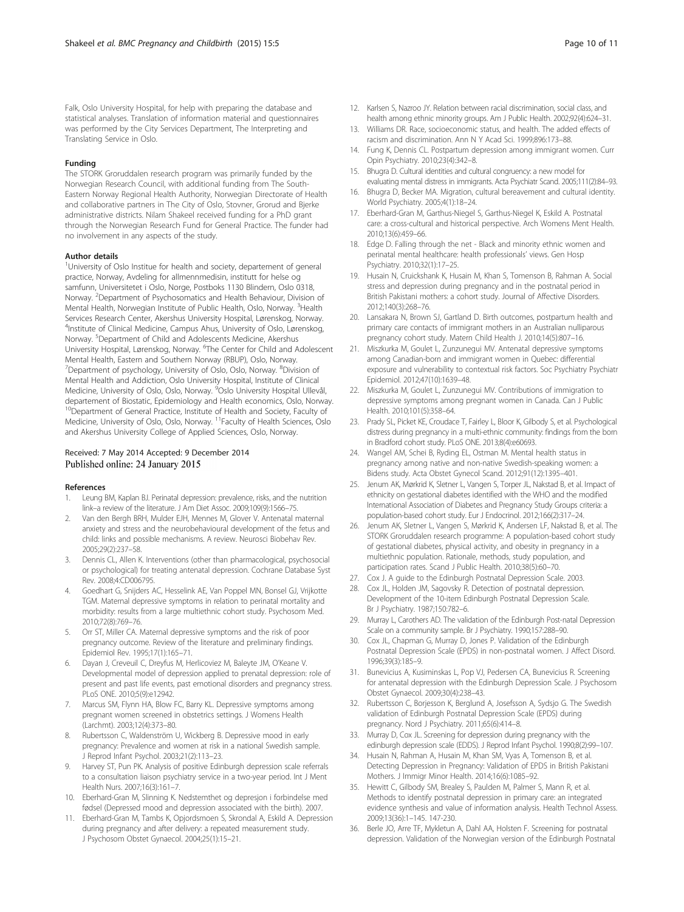Falk, Oslo University Hospital, for help with preparing the database and statistical analyses. Translation of information material and questionnaires was performed by the City Services Department, The Interpreting and Translating Service in Oslo.

#### Funding

The STORK Groruddalen research program was primarily funded by the Norwegian Research Council, with additional funding from The South-Eastern Norway Regional Health Authority, Norwegian Directorate of Health and collaborative partners in The City of Oslo, Stovner, Grorud and Bjerke administrative districts. Nilam Shakeel received funding for a PhD grant through the Norwegian Research Fund for General Practice. The funder had no involvement in any aspects of the study.

#### Author details

[1]University of Oslo Institue for health and society, departement of general practice, Norway, Avdeling for allmennmedisin, institutt for helse og samfunn, Universitetet i Oslo, Norge, Postboks 1130 Blindern, Oslo 0318, Norway. [2]Department of Psychosomatics and Health Behaviour, Division of Mental Health, Norwegian Institute of Public Health, Oslo, Norway. [3]Health Services Research Center, Akershus University Hospital, Lørenskog, Norway. [4]Institute of Clinical Medicine, Campus Ahus, University of Oslo, Lørenskog, Norway. [5]Department of Child and Adolescents Medicine, Akershus University Hospital, Lørenskog, Norway. [6]The Center for Child and Adolescent Mental Health, Eastern and Southern Norway (RBUP), Oslo, Norway. [7]Department of psychology, University of Oslo, Oslo, Norway. [8]Division of Mental Health and Addiction, Oslo University Hospital, Institute of Clinical Medicine, University of Oslo, Oslo, Norway. [9]Oslo University Hospital Ullevål, departement of Biostatic, Epidemiology and Health economics, Oslo, Norway. [10]Department of General Practice, Institute of Health and Society, Faculty of Medicine, University of Oslo, Oslo, Norway. [11]Faculty of Health Sciences, Oslo and Akershus University College of Applied Sciences, Oslo, Norway.

Received: 7 May 2014 Accepted: 9 December 2014
Published online: 24 January 2015

#### References

1. Leung BM, Kaplan BJ. Perinatal depression: prevalence, risks, and the nutrition link–a review of the literature. J Am Diet Assoc. 2009;109(9):1566–75.
2. Van den Bergh BRH, Mulder EJH, Mennes M, Glover V. Antenatal maternal anxiety and stress and the neurobehavioural development of the fetus and child: links and possible mechanisms. A review. Neurosci Biobehav Rev. 2005;29(2):237–58.
3. Dennis CL, Allen K. Interventions (other than pharmacological, psychosocial or psychological) for treating antenatal depression. Cochrane Database Syst Rev. 2008;4:CD006795.
4. Goedhart G, Snijders AC, Hesselink AE, Van Poppel MN, Bonsel GJ, Vrijkotte TGM. Maternal depressive symptoms in relation to perinatal mortality and morbidity: results from a large multiethnic cohort study. Psychosom Med. 2010;72(8):769–76.
5. Orr ST, Miller CA. Maternal depressive symptoms and the risk of poor pregnancy outcome. Review of the literature and preliminary findings. Epidemiol Rev. 1995;17(1):165–71.
6. Dayan J, Creveuil C, Dreyfus M, Herlicoviez M, Baleyte JM, O'Keane V. Developmental model of depression applied to prenatal depression: role of present and past life events, past emotional disorders and pregnancy stress. PLoS ONE. 2010;5(9):e12942.
7. Marcus SM, Flynn HA, Blow FC, Barry KL. Depressive symptoms among pregnant women screened in obstetrics settings. J Womens Health (Larchmt). 2003;12(4):373–80.
8. Rubertsson C, Waldenström U, Wickberg B. Depressive mood in early pregnancy: Prevalence and women at risk in a national Swedish sample. J Reprod Infant Psychol. 2003;21(2):113–23.
9. Harvey ST, Pun PK. Analysis of positive Edinburgh depression scale referrals to a consultation liaison psychiatry service in a two-year period. Int J Ment Health Nurs. 2007;16(3):161–7.
10. Eberhard-Gran M, Slinning K. Nedstemthet og depresjon i forbindelse med fødsel (Depressed mood and depression associated with the birth). 2007.
11. Eberhard-Gran M, Tambs K, Opjordsmoen S, Skrondal A, Eskild A. Depression during pregnancy and after delivery: a repeated measurement study. J Psychosom Obstet Gynaecol. 2004;25(1):15–21.
12. Karlsen S, Nazroo JY. Relation between racial discrimination, social class, and health among ethnic minority groups. Am J Public Health. 2002;92(4):624–31.
13. Williams DR. Race, socioeconomic status, and health. The added effects of racism and discrimination. Ann N Y Acad Sci. 1999;896:173–88.
14. Fung K, Dennis CL. Postpartum depression among immigrant women. Curr Opin Psychiatry. 2010;23(4):342–8.
15. Bhugra D. Cultural identities and cultural congruency: a new model for evaluating mental distress in immigrants. Acta Psychiatr Scand. 2005;111(2):84–93.
16. Bhugra D, Becker MA. Migration, cultural bereavement and cultural identity. World Psychiatry. 2005;4(1):18–24.
17. Eberhard-Gran M, Garthus-Niegel S, Garthus-Niegel K, Eskild A. Postnatal care: a cross-cultural and historical perspective. Arch Womens Ment Health. 2010;13(6):459–66.
18. Edge D. Falling through the net - Black and minority ethnic women and perinatal mental healthcare: health professionals' views. Gen Hosp Psychiatry. 2010;32(1):17–25.
19. Husain N, Cruickshank K, Husain M, Khan S, Tomenson B, Rahman A. Social stress and depression during pregnancy and in the postnatal period in British Pakistani mothers: a cohort study. Journal of Affective Disorders. 2012;140(3):268–76.
20. Lansakara N, Brown SJ, Gartland D. Birth outcomes, postpartum health and primary care contacts of immigrant mothers in an Australian nulliparous pregnancy cohort study. Matern Child Health J. 2010;14(5):807–16.
21. Miszkurka M, Goulet L, Zunzunegui MV. Antenatal depressive symptoms among Canadian-born and immigrant women in Quebec: differential exposure and vulnerability to contextual risk factors. Soc Psychiatry Psychiatr Epidemiol. 2012;47(10):1639–48.
22. Miszkurka M, Goulet L, Zunzunegui MV. Contributions of immigration to depressive symptoms among pregnant women in Canada. Can J Public Health. 2010;101(5):358–64.
23. Prady SL, Picket KE, Croudace T, Fairley L, Bloor K, Gilbody S, et al. Psychological distress during pregnancy in a multi-ethnic community: findings from the born in Bradford cohort study. PLoS ONE. 2013;8(4):e60693.
24. Wangel AM, Schei B, Ryding EL, Ostman M. Mental health status in pregnancy among native and non-native Swedish-speaking women: a Bidens study. Acta Obstet Gynecol Scand. 2012;91(12):1395–401.
25. Jenum AK, Mørkrid K, Sletner L, Vangen S, Torper JL, Nakstad B, et al. Impact of ethnicity on gestational diabetes identified with the WHO and the modified International Association of Diabetes and Pregnancy Study Groups criteria: a population-based cohort study. Eur J Endocrinol. 2012;166(2):317–24.
26. Jenum AK, Sletner L, Vangen S, Mørkrid K, Andersen LF, Nakstad B, et al. The STORK Groruddalen research programme: A population-based cohort study of gestational diabetes, physical activity, and obesity in pregnancy in a multiethnic population. Rationale, methods, study population, and participation rates. Scand J Public Health. 2010;38(5):60–70.
27. Cox J. A guide to the Edinburgh Postnatal Depression Scale. 2003.
28. Cox JL, Holden JM, Sagovsky R. Detection of postnatal depression. Development of the 10-item Edinburgh Postnatal Depression Scale. Br J Psychiatry. 1987;150:782–6.
29. Murray L, Carothers AD. The validation of the Edinburgh Post-natal Depression Scale on a community sample. Br J Psychiatry. 1990;157:288–90.
30. Cox JL, Chapman G, Murray D, Jones P. Validation of the Edinburgh Postnatal Depression Scale (EPDS) in non-postnatal women. J Affect Disord. 1996;39(3):185–9.
31. Bunevicius A, Kusiminskas L, Pop VJ, Pedersen CA, Bunevicius R. Screening for antenatal depression with the Edinburgh Depression Scale. J Psychosom Obstet Gynaecol. 2009;30(4):238–43.
32. Rubertsson C, Borjesson K, Berglund A, Josefsson A, Sydsjo G. The Swedish validation of Edinburgh Postnatal Depression Scale (EPDS) during pregnancy. Nord J Psychiatry. 2011;65(6):414–8.
33. Murray D, Cox JL. Screening for depression during pregnancy with the edinburgh depression scale (EDDS). J Reprod Infant Psychol. 1990;8(2):99–107.
34. Husain N, Rahman A, Husain M, Khan SM, Vyas A, Tomenson B, et al. Detecting Depression in Pregnancy: Validation of EPDS in British Pakistani Mothers. J Immigr Minor Health. 2014;16(6):1085–92.
35. Hewitt C, Gilbody SM, Brealey S, Paulden M, Palmer S, Mann R, et al. Methods to identify postnatal depression in primary care: an integrated evidence synthesis and value of information analysis. Health Technol Assess. 2009;13(36):1–145. 147-230.
36. Berle JO, Arre TF, Mykletun A, Dahl AA, Holsten F. Screening for postnatal depression. Validation of the Norwegian version of the Edinburgh Postnatal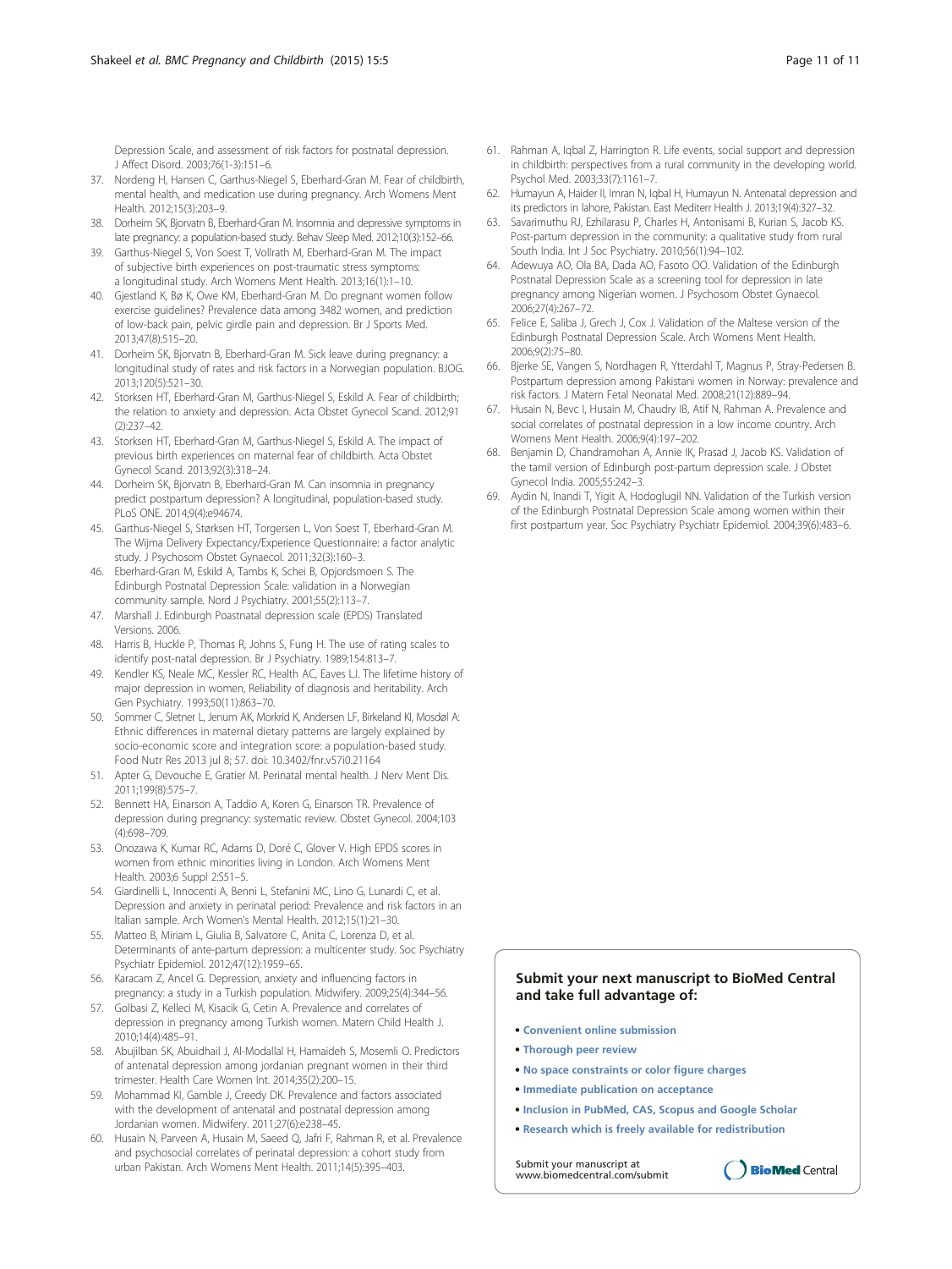Depression Scale, and assessment of risk factors for postnatal depression. J Affect Disord. 2003;76(1-3):151–6.

37. Nordeng H, Hansen C, Garthus-Niegel S, Eberhard-Gran M. Fear of childbirth, mental health, and medication use during pregnancy. Arch Womens Ment Health. 2012;15(3):203–9.
38. Dorheim SK, Bjorvatn B, Eberhard-Gran M. Insomnia and depressive symptoms in late pregnancy: a population-based study. Behav Sleep Med. 2012;10(3):152–66.
39. Garthus-Niegel S, Von Soest T, Vollrath M, Eberhard-Gran M. The impact of subjective birth experiences on post-traumatic stress symptoms: a longitudinal study. Arch Womens Ment Health. 2013;16(1):1–10.
40. Gjestland K, Bø K, Owe KM, Eberhard-Gran M. Do pregnant women follow exercise guidelines? Prevalence data among 3482 women, and prediction of low-back pain, pelvic girdle pain and depression. Br J Sports Med. 2013;47(8):515–20.
41. Dorheim SK, Bjorvatn B, Eberhard-Gran M. Sick leave during pregnancy: a longitudinal study of rates and risk factors in a Norwegian population. BJOG. 2013;120(5):521–30.
42. Storksen HT, Eberhard-Gran M, Garthus-Niegel S, Eskild A. Fear of childbirth; the relation to anxiety and depression. Acta Obstet Gynecol Scand. 2012;91 (2):237–42.
43. Storksen HT, Eberhard-Gran M, Garthus-Niegel S, Eskild A. The impact of previous birth experiences on maternal fear of childbirth. Acta Obstet Gynecol Scand. 2013;92(3):318–24.
44. Dorheim SK, Bjorvatn B, Eberhard-Gran M. Can insomnia in pregnancy predict postpartum depression? A longitudinal, population-based study. PLoS ONE. 2014;9(4):e94674.
45. Garthus-Niegel S, Størksen HT, Torgersen L, Von Soest T, Eberhard-Gran M. The Wijma Delivery Expectancy/Experience Questionnaire: a factor analytic study. J Psychosom Obstet Gynaecol. 2011;32(3):160–3.
46. Eberhard-Gran M, Eskild A, Tambs K, Schei B, Opjordsmoen S. The Edinburgh Postnatal Depression Scale: validation in a Norwegian community sample. Nord J Psychiatry. 2001;55(2):113–7.
47. Marshall J. Edinburgh Poastnatal depression scale (EPDS) Translated Versions. 2006.
48. Harris B, Huckle P, Thomas R, Johns S, Fung H. The use of rating scales to identify post-natal depression. Br J Psychiatry. 1989;154:813–7.
49. Kendler KS, Neale MC, Kessler RC, Health AC, Eaves LJ. The lifetime history of major depression in women, Reliability of diagnosis and heritability. Arch Gen Psychiatry. 1993;50(11):863–70.
50. Sommer C, Sletner L, Jenum AK, Morkrid K, Andersen LF, Birkeland KI, Mosdøl A: Ethnic differences in maternal dietary patterns are largely explained by socio-economic score and integration score: a population-based study. Food Nutr Res 2013 jul 8; 57. doi: 10.3402/fnr.v57i0.21164
51. Apter G, Devouche E, Gratier M. Perinatal mental health. J Nerv Ment Dis. 2011;199(8):575–7.
52. Bennett HA, Einarson A, Taddio A, Koren G, Einarson TR. Prevalence of depression during pregnancy: systematic review. Obstet Gynecol. 2004;103 (4):698–709.
53. Onozawa K, Kumar RC, Adams D, Doré C, Glover V. High EPDS scores in women from ethnic minorities living in London. Arch Womens Ment Health. 2003;6 Suppl 2:S51–5.
54. Giardinelli L, Innocenti A, Benni L, Stefanini MC, Lino G, Lunardi C, et al. Depression and anxiety in perinatal period: Prevalence and risk factors in an Italian sample. Arch Women's Mental Health. 2012;15(1):21–30.
55. Matteo B, Miriam L, Giulia B, Salvatore C, Anita C, Lorenza D, et al. Determinants of ante-partum depression: a multicenter study. Soc Psychiatry Psychiatr Epidemiol. 2012;47(12):1959–65.
56. Karacam Z, Ancel G. Depression, anxiety and influencing factors in pregnancy: a study in a Turkish population. Midwifery. 2009;25(4):344–56.
57. Golbasi Z, Kelleci M, Kisacik G, Cetin A. Prevalence and correlates of depression in pregnancy among Turkish women. Matern Child Health J. 2010;14(4):485–91.
58. Abujilban SK, Abuidhail J, Al-Modallal H, Hamaideh S, Mosemli O. Predictors of antenatal depression among jordanian pregnant women in their third trimester. Health Care Women Int. 2014;35(2):200–15.
59. Mohammad KI, Gamble J, Creedy DK. Prevalence and factors associated with the development of antenatal and postnatal depression among Jordanian women. Midwifery. 2011;27(6):e238–45.
60. Husain N, Parveen A, Husain M, Saeed Q, Jafri F, Rahman R, et al. Prevalence and psychosocial correlates of perinatal depression: a cohort study from urban Pakistan. Arch Womens Ment Health. 2011;14(5):395–403.
61. Rahman A, Iqbal Z, Harrington R. Life events, social support and depression in childbirth: perspectives from a rural community in the developing world. Psychol Med. 2003;33(7):1161–7.
62. Humayun A, Haider II, Imran N, Iqbal H, Humayun N. Antenatal depression and its predictors in lahore, Pakistan. East Mediterr Health J. 2013;19(4):327–32.
63. Savarimuthu RJ, Ezhilarasu P, Charles H, Antonisami B, Kurian S, Jacob KS. Post-partum depression in the community: a qualitative study from rural South India. Int J Soc Psychiatry. 2010;56(1):94–102.
64. Adewuya AO, Ola BA, Dada AO, Fasoto OO. Validation of the Edinburgh Postnatal Depression Scale as a screening tool for depression in late pregnancy among Nigerian women. J Psychosom Obstet Gynaecol. 2006;27(4):267–72.
65. Felice E, Saliba J, Grech J, Cox J. Validation of the Maltese version of the Edinburgh Postnatal Depression Scale. Arch Womens Ment Health. 2006;9(2):75–80.
66. Bjerke SE, Vangen S, Nordhagen R, Ytterdahl T, Magnus P, Stray-Pedersen B. Postpartum depression among Pakistani women in Norway: prevalence and risk factors. J Matern Fetal Neonatal Med. 2008;21(12):889–94.
67. Husain N, Bevc I, Husain M, Chaudry IB, Atif N, Rahman A. Prevalence and social correlates of postnatal depression in a low income country. Arch Womens Ment Health. 2006;9(4):197–202.
68. Benjamin D, Chandramohan A, Annie IK, Prasad J, Jacob KS. Validation of the tamil version of Edinburgh post-partum depression scale. J Obstet Gynecol India. 2005;55:242–3.
69. Aydin N, Inandi T, Yigit A, Hodoglugil NN. Validation of the Turkish version of the Edinburgh Postnatal Depression Scale among women within their first postpartum year. Soc Psychiatry Psychiatr Epidemiol. 2004;39(6):483–6.

**Submit your next manuscript to BioMed Central and take full advantage of:**

- **Convenient online submission**
- **Thorough peer review**
- **No space constraints or color figure charges**
- **Immediate publication on acceptance**
- **Inclusion in PubMed, CAS, Scopus and Google Scholar**
- **Research which is freely available for redistribution**

Submit your manuscript at
www.biomedcentral.com/submit

BioMed Central